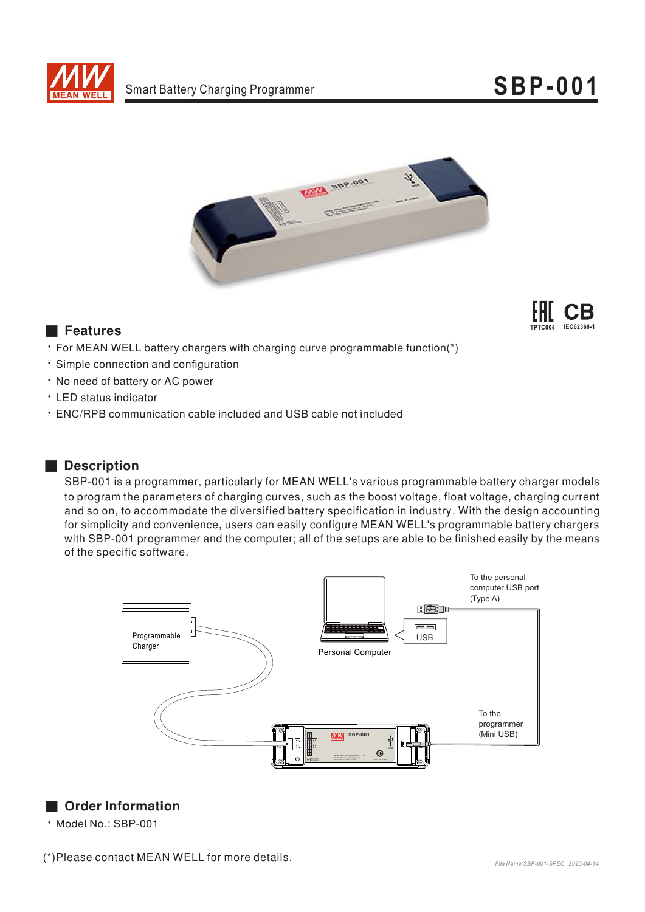# Smart Battery Charging Programmer SBP-001

TPTC004 IEC62368-1

## Features

- For MEAN WELL battery chargers with charging curve programmable function(*)
- Simple connection and configuration
- No need of battery or AC power
- LED status indicator
- ENC/RPB communication cable included and USB cable not included

## Description

SBP-001 is a programmer, particularly for MEAN WELL's various programmable battery charger models to program the parameters of charging curves, such as the boost voltage, float voltage, charging current and so on, to accommodate the diversified battery specification in industry. With the design accounting for simplicity and convenience, users can easily configure MEAN WELL's programmable battery chargers with SBP-001 programmer and the computer; all of the setups are able to be finished easily by the means of the specific software.

Programmable Charger

Personal Computer

USB

To the personal computer USB port (Type A)

To the programmer (Mini USB)

## Order Information

- Model No.: SBP-001

(*)Please contact MEAN WELL for more details.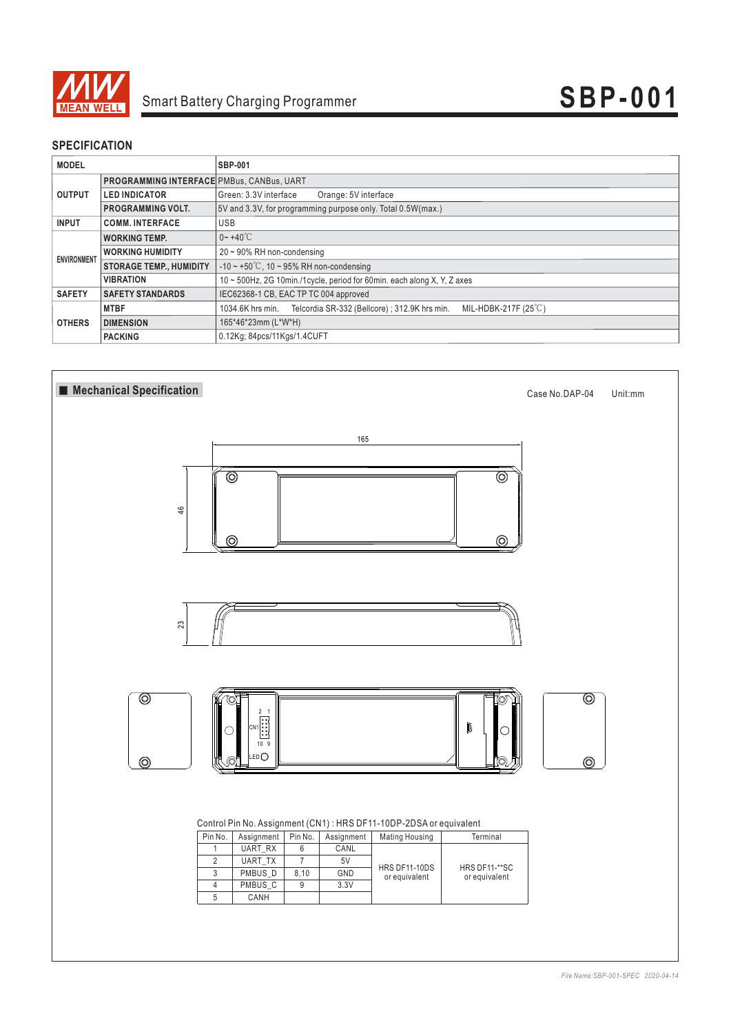# SBP-001

Smart Battery Charging Programmer

## SPECIFICATION

| MODEL | | SBP-001 |
|---|---|---|
| OUTPUT | PROGRAMMING INTERFACE | PMBus, CANBus, UART |
| | LED INDICATOR | Green: 3.3V interface Orange: 5V interface |
| | PROGRAMMING VOLT. | 5V and 3.3V, for programming purpose only. Total 0.5W(max.) |
| INPUT | COMM. INTERFACE | USB |
| ENVIRONMENT | WORKING TEMP. | 0~ +40℃ |
| | WORKING HUMIDITY | 20 ~ 90% RH non-condensing |
| | STORAGE TEMP., HUMIDITY | -10 ~ +50℃, 10 ~ 95% RH non-condensing |
| | VIBRATION | 10 ~ 500Hz, 2G 10min./1cycle, period for 60min. each along X, Y, Z axes |
| SAFETY | SAFETY STANDARDS | IEC62368-1 CB, EAC TP TC 004 approved |
| OTHERS | MTBF | 1034.6K hrs min. Telcordia SR-332 (Bellcore) ; 312.9K hrs min. MIL-HDBK-217F (25℃) |
| | DIMENSION | 165*46*23mm (L*W*H) |
| | PACKING | 0.12Kg; 84pcs/11Kgs/1.4CUFT |

## ■ Mechanical Specification

Case No.DAP-04 Unit:mm

165

46

23

2 1

CN1

10 9

LED

Control Pin No. Assignment (CN1) : HRS DF11-10DP-2DSA or equivalent

| Pin No. | Assignment | Pin No. | Assignment | Mating Housing | Terminal |
|---|---|---|---|---|---|
| 1 | UART_RX | 6 | CANL | HRS DF11-10DS or equivalent | HRS DF11-**SC or equivalent |
| 2 | UART_TX | 7 | 5V | | |
| 3 | PMBUS_D | 8,10 | GND | | |
| 4 | PMBUS_C | 9 | 3.3V | | |
| 5 | CANH | | | | |

*File Name:SBP-001-SPEC 2020-04-14*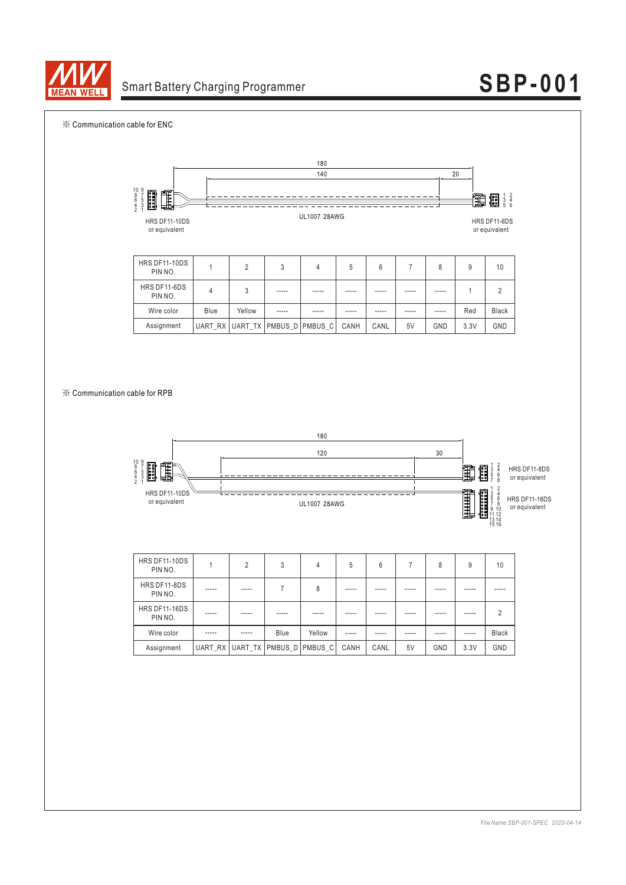※ Communication cable for ENC

180
140
20
10 9
8 7
6 5
4 3
2 1
1 2
3 4
5 6
HRS DF11-10DS
or equivalent
UL1007 28AWG
HRS DF11-6DS
or equivalent

| HRS DF11-10DS PIN NO. | 1 | 2 | 3 | 4 | 5 | 6 | 7 | 8 | 9 | 10 |
|---|---|---|---|---|---|---|---|---|---|---|
| HRS DF11-6DS PIN NO. | 4 | 3 | ----- | ----- | ----- | ----- | ----- | ----- | 1 | 2 |
| Wire color | Blue | Yellow | ----- | ----- | ----- | ----- | ----- | ----- | Red | Black |
| Assignment | UART_RX | UART_TX | PMBUS_D | PMBUS_C | CANH | CANL | 5V | GND | 3.3V | GND |

※ Communication cable for RPB

180
120
30
10 9
8 7
6 5
4 3
2 1
HRS DF11-10DS
or equivalent
UL1007 28AWG
1 2
3 4
5 6
7 8
HRS DF11-8DS
or equivalent
1 2
3 4
5 6
7 8
9 10
11 12
13 14
15 16
HRS DF11-16DS
or equivalent

| HRS DF11-10DS PIN NO. | 1 | 2 | 3 | 4 | 5 | 6 | 7 | 8 | 9 | 10 |
|---|---|---|---|---|---|---|---|---|---|---|
| HRS DF11-8DS PIN NO. | ----- | ----- | 7 | 8 | ----- | ----- | ----- | ----- | ----- | ----- |
| HRS DF11-16DS PIN NO. | ----- | ----- | ----- | ----- | ----- | ----- | ----- | ----- | ----- | 2 |
| Wire color | ----- | ----- | Blue | Yellow | ----- | ----- | ----- | ----- | ----- | Black |
| Assignment | UART_RX | UART_TX | PMBUS_D | PMBUS_C | CANH | CANL | 5V | GND | 3.3V | GND |